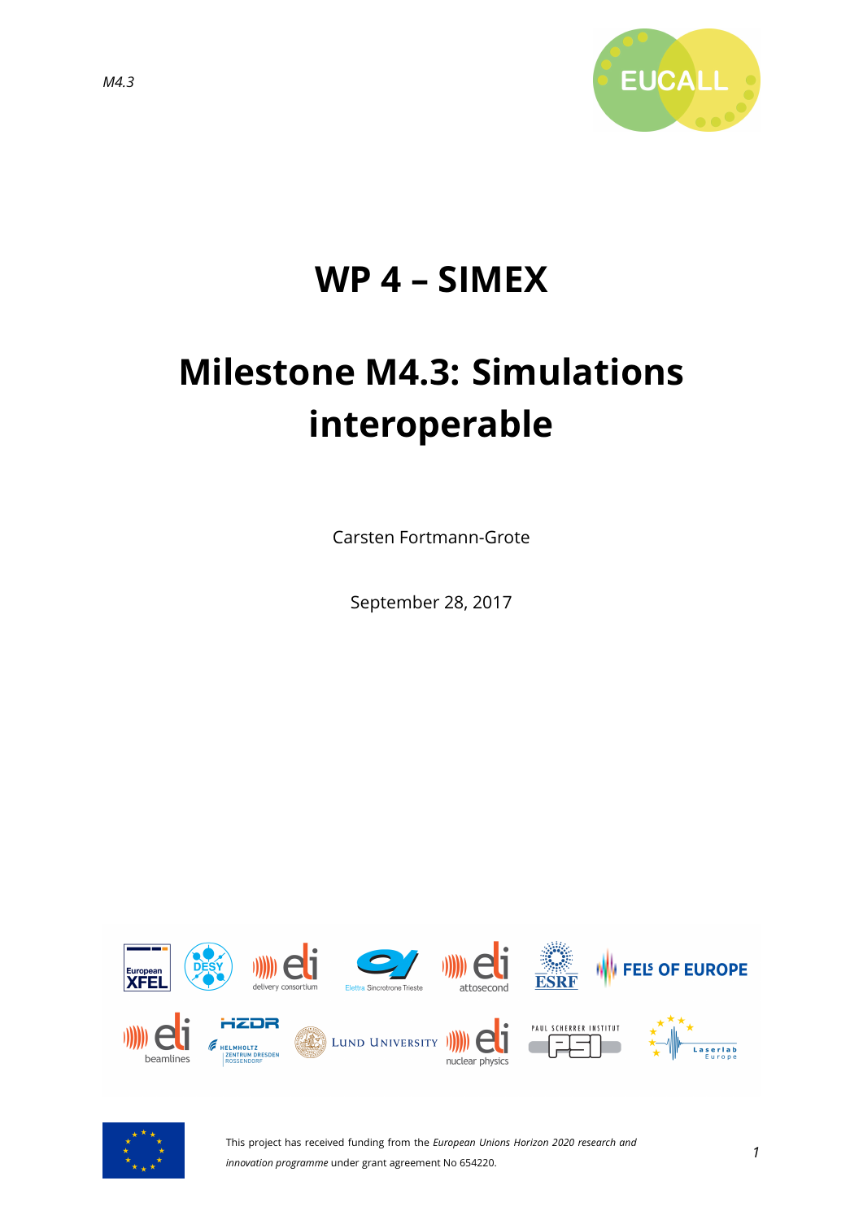# WP 4 – SIMEX

# Milestone M4.3: Simulations interoperable

Carsten Fortmann-Grote

September 28, 2017

This project has received funding from the *European Unions Horizon 2020 research and innovation programme* under grant agreement No 654220.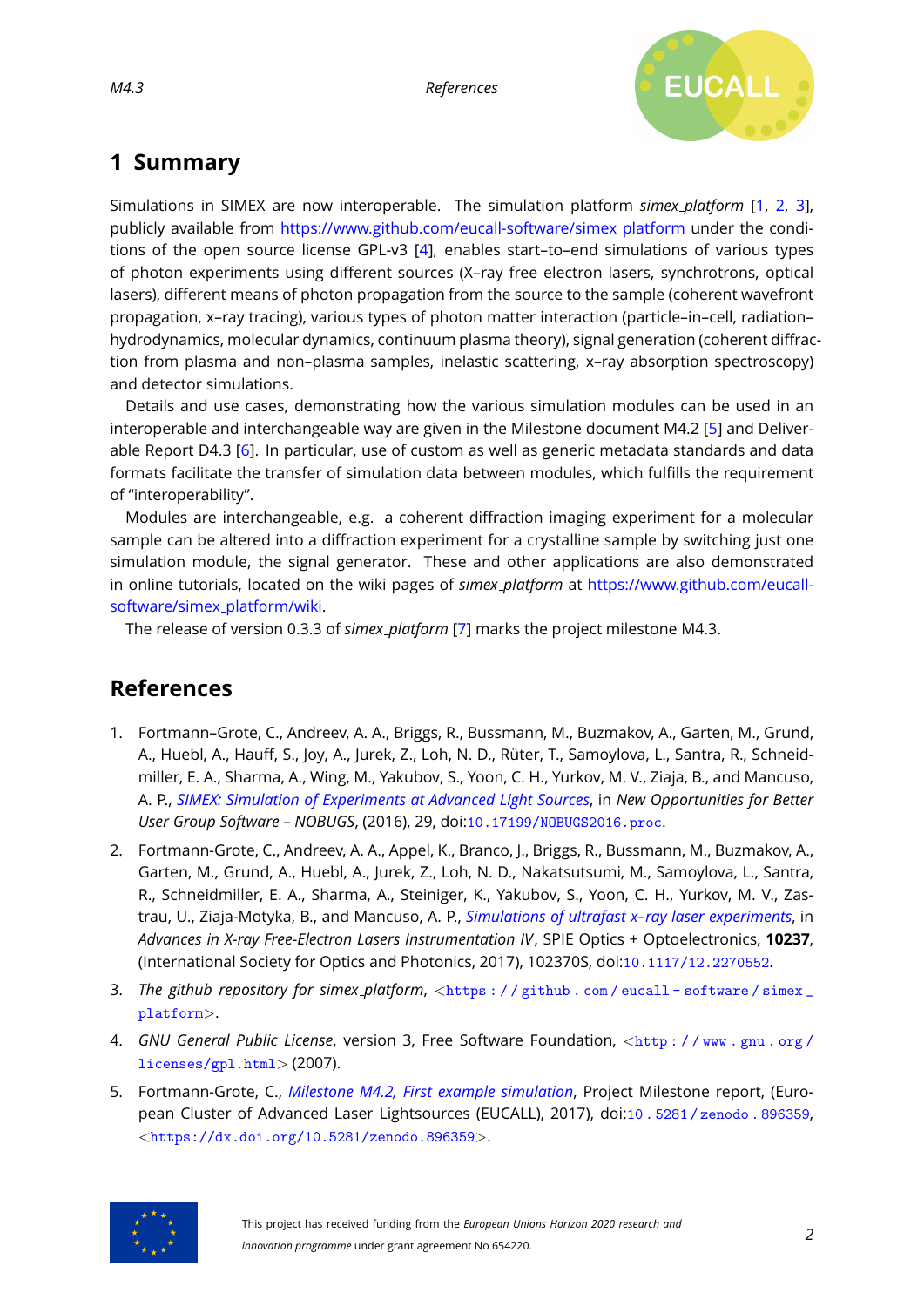# 1 Summary

Simulations in SIMEX are now interoperable. The simulation platform *simex_platform* [1, 2, 3], publicly available from https://www.github.com/eucall-software/simex_platform under the conditions of the open source license GPL-v3 [4], enables start–to–end simulations of various types of photon experiments using different sources (X–ray free electron lasers, synchrotrons, optical lasers), different means of photon propagation from the source to the sample (coherent wavefront propagation, x–ray tracing), various types of photon matter interaction (particle–in–cell, radiation–hydrodynamics, molecular dynamics, continuum plasma theory), signal generation (coherent diffraction from plasma and non–plasma samples, inelastic scattering, x–ray absorption spectroscopy) and detector simulations.

Details and use cases, demonstrating how the various simulation modules can be used in an interoperable and interchangeable way are given in the Milestone document M4.2 [5] and Deliverable Report D4.3 [6]. In particular, use of custom as well as generic metadata standards and data formats facilitate the transfer of simulation data between modules, which fulfills the requirement of "interoperability".

Modules are interchangeable, e.g. a coherent diffraction imaging experiment for a molecular sample can be altered into a diffraction experiment for a crystalline sample by switching just one simulation module, the signal generator. These and other applications are also demonstrated in online tutorials, located on the wiki pages of *simex_platform* at https://www.github.com/eucall-software/simex_platform/wiki.

The release of version 0.3.3 of *simex_platform* [7] marks the project milestone M4.3.

# References

1. Fortmann–Grote, C., Andreev, A. A., Briggs, R., Bussmann, M., Buzmakov, A., Garten, M., Grund, A., Huebl, A., Hauff, S., Joy, A., Jurek, Z., Loh, N. D., Rüter, T., Samoylova, L., Santra, R., Schneidmiller, E. A., Sharma, A., Wing, M., Yakubov, S., Yoon, C. H., Yurkov, M. V., Ziaja, B., and Mancuso, A. P., *SIMEX: Simulation of Experiments at Advanced Light Sources*, in *New Opportunities for Better User Group Software – NOBUGS*, (2016), 29, doi:10.17199/NOBUGS2016.proc.
2. Fortmann-Grote, C., Andreev, A. A., Appel, K., Branco, J., Briggs, R., Bussmann, M., Buzmakov, A., Garten, M., Grund, A., Huebl, A., Jurek, Z., Loh, N. D., Nakatsutsumi, M., Samoylova, L., Santra, R., Schneidmiller, E. A., Sharma, A., Steiniger, K., Yakubov, S., Yoon, C. H., Yurkov, M. V., Zastrau, U., Ziaja-Motyka, B., and Mancuso, A. P., *Simulations of ultrafast x–ray laser experiments*, in *Advances in X-ray Free-Electron Lasers Instrumentation IV*, SPIE Optics + Optoelectronics, **10237**, (International Society for Optics and Photonics, 2017), 102370S, doi:10.1117/12.2270552.
3. *The github repository for simex_platform*, <https://github.com/eucall-software/simex_platform>.
4. *GNU General Public License*, version 3, Free Software Foundation, <http://www.gnu.org/licenses/gpl.html> (2007).
5. Fortmann-Grote, C., *Milestone M4.2, First example simulation*, Project Milestone report, (European Cluster of Advanced Laser Lightsources (EUCALL), 2017), doi:10.5281/zenodo.896359, <https://dx.doi.org/10.5281/zenodo.896359>.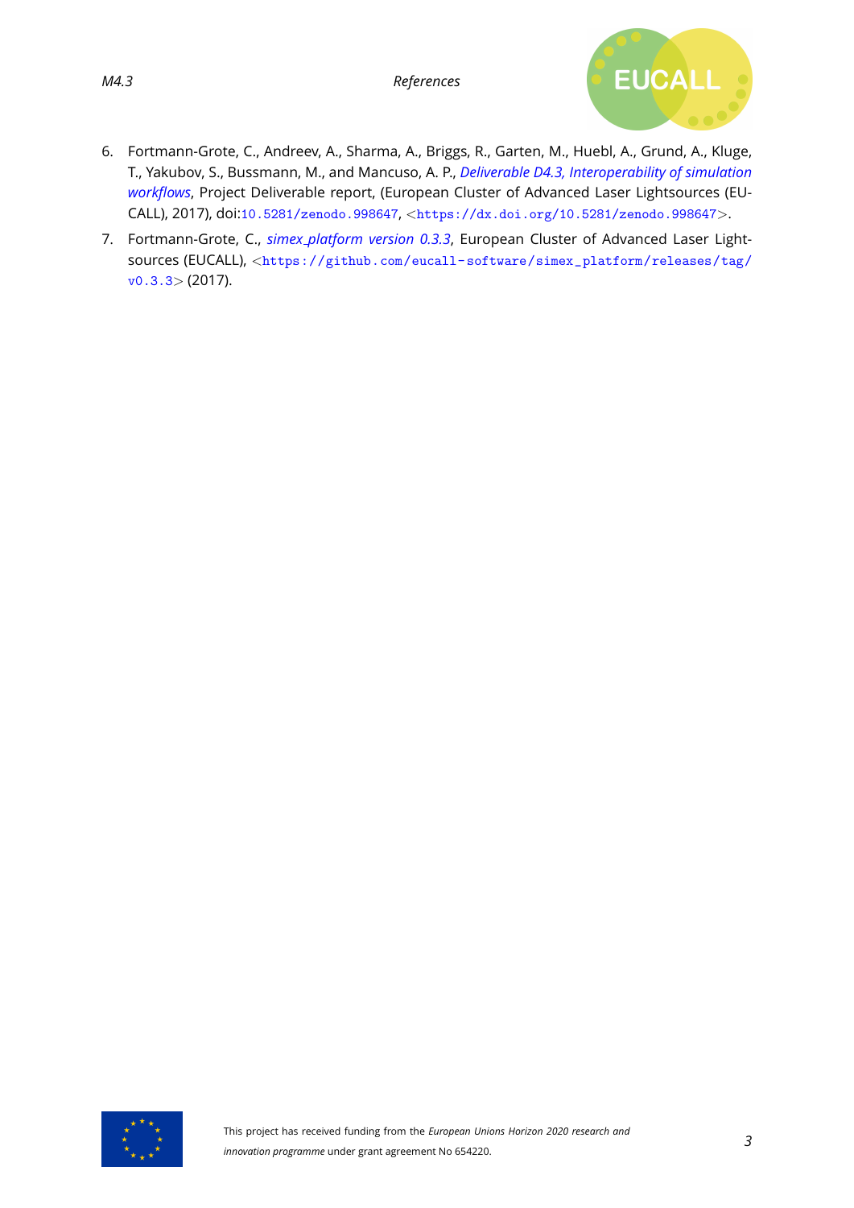6. Fortmann-Grote, C., Andreev, A., Sharma, A., Briggs, R., Garten, M., Huebl, A., Grund, A., Kluge, T., Yakubov, S., Bussmann, M., and Mancuso, A. P., *Deliverable D4.3, Interoperability of simulation workflows*, Project Deliverable report, (European Cluster of Advanced Laser Lightsources (EUCALL), 2017), doi:10.5281/zenodo.998647, <https://dx.doi.org/10.5281/zenodo.998647>.
7. Fortmann-Grote, C., *simex_platform version 0.3.3*, European Cluster of Advanced Laser Lightsources (EUCALL), <https://github.com/eucall-software/simex_platform/releases/tag/v0.3.3> (2017).